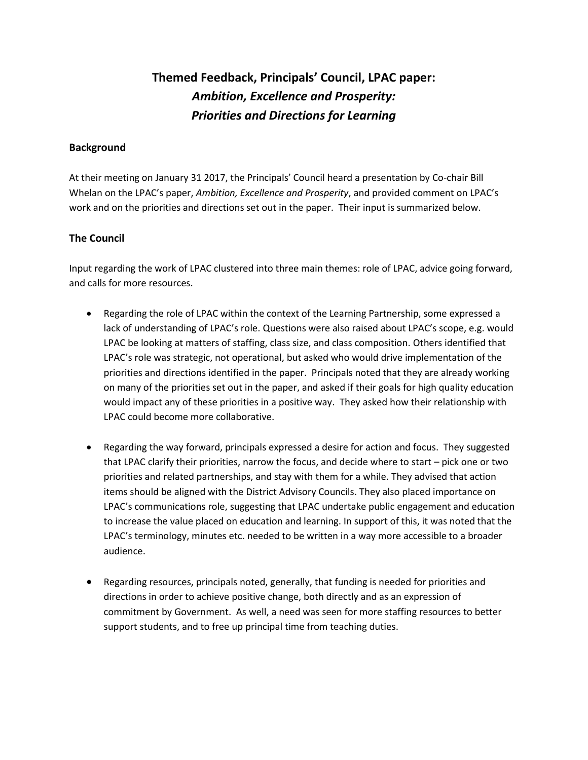# Themed Feedback, Principals' Council, LPAC paper: *Ambition, Excellence and Prosperity: Priorities and Directions for Learning*

## Background

At their meeting on January 31 2017, the Principals' Council heard a presentation by Co-chair Bill Whelan on the LPAC's paper, *Ambition, Excellence and Prosperity*, and provided comment on LPAC's work and on the priorities and directions set out in the paper. Their input is summarized below.

## The Council

Input regarding the work of LPAC clustered into three main themes: role of LPAC, advice going forward, and calls for more resources.

- Regarding the role of LPAC within the context of the Learning Partnership, some expressed a lack of understanding of LPAC's role. Questions were also raised about LPAC's scope, e.g. would LPAC be looking at matters of staffing, class size, and class composition. Others identified that LPAC's role was strategic, not operational, but asked who would drive implementation of the priorities and directions identified in the paper. Principals noted that they are already working on many of the priorities set out in the paper, and asked if their goals for high quality education would impact any of these priorities in a positive way. They asked how their relationship with LPAC could become more collaborative.

- Regarding the way forward, principals expressed a desire for action and focus. They suggested that LPAC clarify their priorities, narrow the focus, and decide where to start – pick one or two priorities and related partnerships, and stay with them for a while. They advised that action items should be aligned with the District Advisory Councils. They also placed importance on LPAC's communications role, suggesting that LPAC undertake public engagement and education to increase the value placed on education and learning. In support of this, it was noted that the LPAC's terminology, minutes etc. needed to be written in a way more accessible to a broader audience.

- Regarding resources, principals noted, generally, that funding is needed for priorities and directions in order to achieve positive change, both directly and as an expression of commitment by Government. As well, a need was seen for more staffing resources to better support students, and to free up principal time from teaching duties.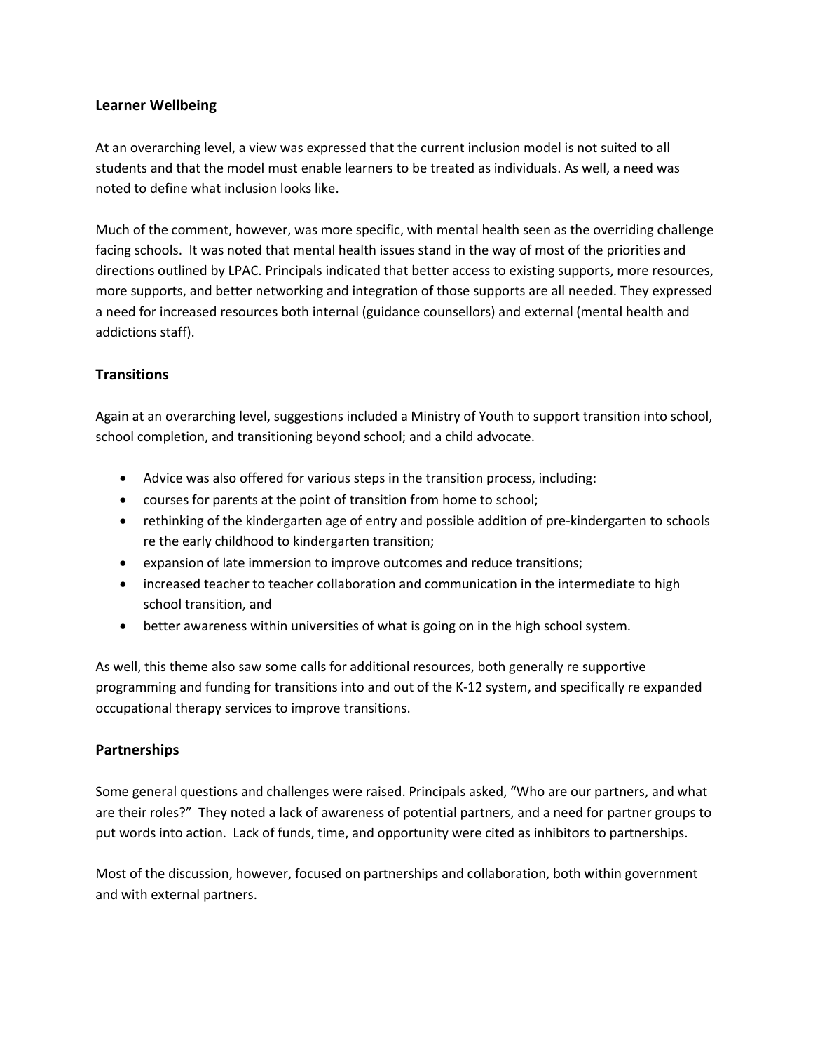## Learner Wellbeing

At an overarching level, a view was expressed that the current inclusion model is not suited to all students and that the model must enable learners to be treated as individuals. As well, a need was noted to define what inclusion looks like.

Much of the comment, however, was more specific, with mental health seen as the overriding challenge facing schools. It was noted that mental health issues stand in the way of most of the priorities and directions outlined by LPAC. Principals indicated that better access to existing supports, more resources, more supports, and better networking and integration of those supports are all needed. They expressed a need for increased resources both internal (guidance counsellors) and external (mental health and addictions staff).

## Transitions

Again at an overarching level, suggestions included a Ministry of Youth to support transition into school, school completion, and transitioning beyond school; and a child advocate.

- Advice was also offered for various steps in the transition process, including:
- courses for parents at the point of transition from home to school;
- rethinking of the kindergarten age of entry and possible addition of pre-kindergarten to schools re the early childhood to kindergarten transition;
- expansion of late immersion to improve outcomes and reduce transitions;
- increased teacher to teacher collaboration and communication in the intermediate to high school transition, and
- better awareness within universities of what is going on in the high school system.

As well, this theme also saw some calls for additional resources, both generally re supportive programming and funding for transitions into and out of the K-12 system, and specifically re expanded occupational therapy services to improve transitions.

## Partnerships

Some general questions and challenges were raised. Principals asked, "Who are our partners, and what are their roles?" They noted a lack of awareness of potential partners, and a need for partner groups to put words into action. Lack of funds, time, and opportunity were cited as inhibitors to partnerships.

Most of the discussion, however, focused on partnerships and collaboration, both within government and with external partners.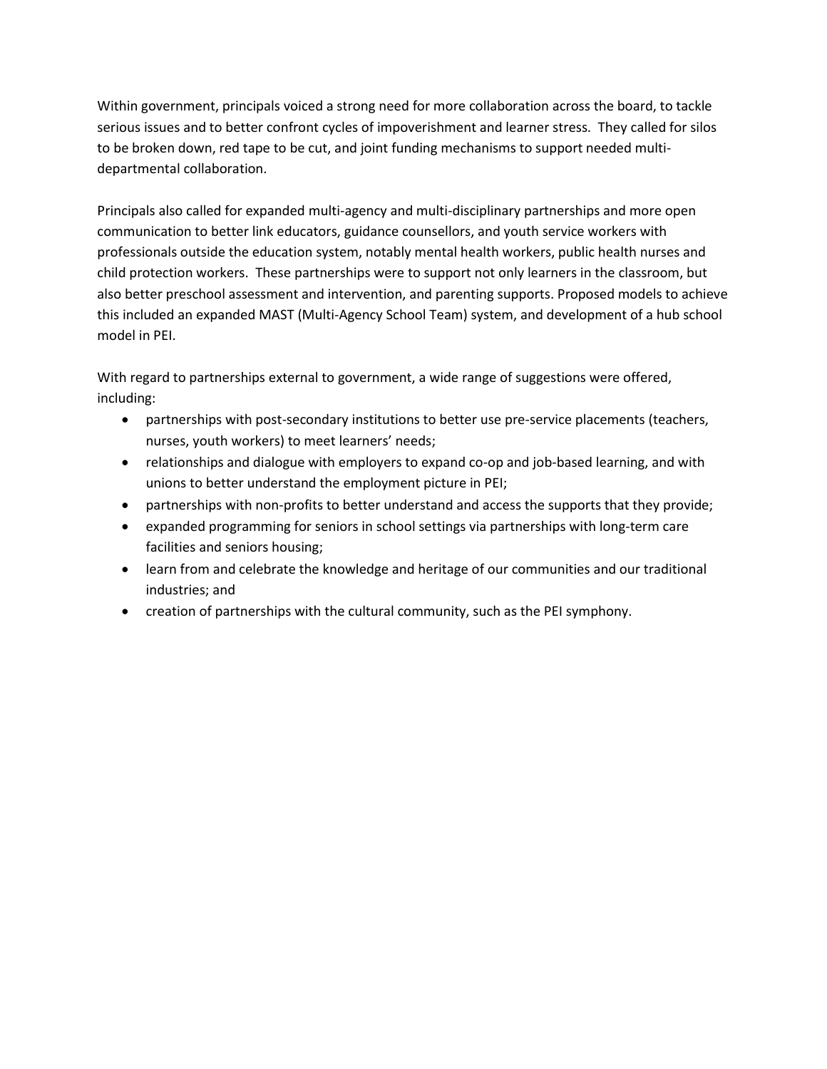Within government, principals voiced a strong need for more collaboration across the board, to tackle serious issues and to better confront cycles of impoverishment and learner stress. They called for silos to be broken down, red tape to be cut, and joint funding mechanisms to support needed multi-departmental collaboration.

Principals also called for expanded multi-agency and multi-disciplinary partnerships and more open communication to better link educators, guidance counsellors, and youth service workers with professionals outside the education system, notably mental health workers, public health nurses and child protection workers. These partnerships were to support not only learners in the classroom, but also better preschool assessment and intervention, and parenting supports. Proposed models to achieve this included an expanded MAST (Multi-Agency School Team) system, and development of a hub school model in PEI.

With regard to partnerships external to government, a wide range of suggestions were offered, including:

- partnerships with post-secondary institutions to better use pre-service placements (teachers, nurses, youth workers) to meet learners' needs;
- relationships and dialogue with employers to expand co-op and job-based learning, and with unions to better understand the employment picture in PEI;
- partnerships with non-profits to better understand and access the supports that they provide;
- expanded programming for seniors in school settings via partnerships with long-term care facilities and seniors housing;
- learn from and celebrate the knowledge and heritage of our communities and our traditional industries; and
- creation of partnerships with the cultural community, such as the PEI symphony.